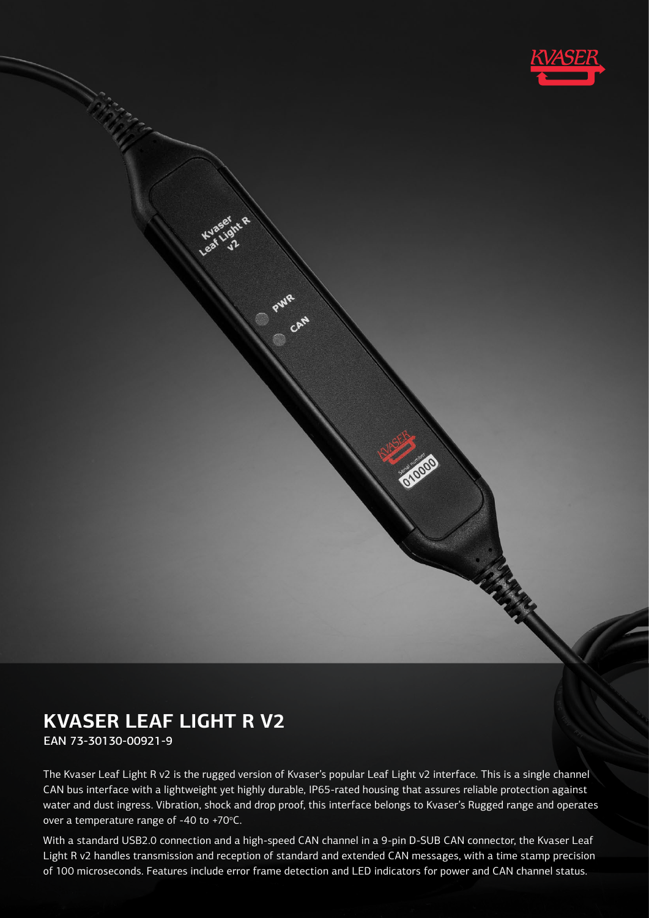# KVASER LEAF LIGHT R V2

EAN 73-30130-00921-9

The Kvaser Leaf Light R v2 is the rugged version of Kvaser's popular Leaf Light v2 interface. This is a single channel CAN bus interface with a lightweight yet highly durable, IP65-rated housing that assures reliable protection against water and dust ingress. Vibration, shock and drop proof, this interface belongs to Kvaser's Rugged range and operates over a temperature range of -40 to +70°C.

With a standard USB2.0 connection and a high-speed CAN channel in a 9-pin D-SUB CAN connector, the Kvaser Leaf Light R v2 handles transmission and reception of standard and extended CAN messages, with a time stamp precision of 100 microseconds. Features include error frame detection and LED indicators for power and CAN channel status.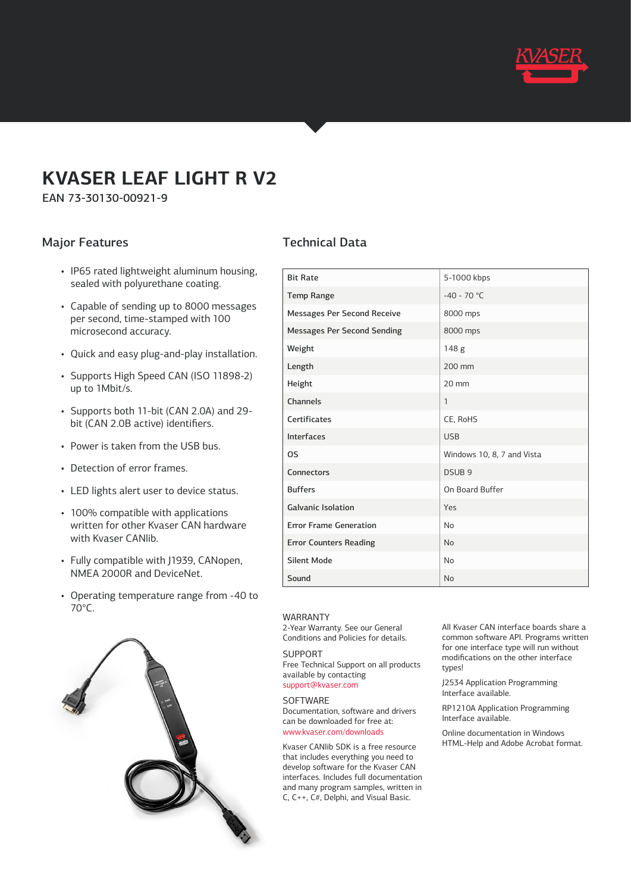# KVASER LEAF LIGHT R V2

EAN 73-30130-00921-9

## Major Features

- IP65 rated lightweight aluminum housing, sealed with polyurethane coating.
- Capable of sending up to 8000 messages per second, time-stamped with 100 microsecond accuracy.
- Quick and easy plug-and-play installation.
- Supports High Speed CAN (ISO 11898-2) up to 1Mbit/s.
- Supports both 11-bit (CAN 2.0A) and 29-bit (CAN 2.0B active) identifiers.
- Power is taken from the USB bus.
- Detection of error frames.
- LED lights alert user to device status.
- 100% compatible with applications written for other Kvaser CAN hardware with Kvaser CANlib.
- Fully compatible with J1939, CANopen, NMEA 2000R and DeviceNet.
- Operating temperature range from -40 to 70°C.

## Technical Data

| | |
|---|---|
| Bit Rate | 5-1000 kbps |
| Temp Range | -40 - 70 °C |
| Messages Per Second Receive | 8000 mps |
| Messages Per Second Sending | 8000 mps |
| Weight | 148 g |
| Length | 200 mm |
| Height | 20 mm |
| Channels | 1 |
| Certificates | CE, RoHS |
| Interfaces | USB |
| OS | Windows 10, 8, 7 and Vista |
| Connectors | DSUB 9 |
| Buffers | On Board Buffer |
| Galvanic Isolation | Yes |
| Error Frame Generation | No |
| Error Counters Reading | No |
| Silent Mode | No |
| Sound | No |

WARRANTY

2-Year Warranty. See our General Conditions and Policies for details.

SUPPORT

Free Technical Support on all products available by contacting support@kvaser.com

SOFTWARE

Documentation, software and drivers can be downloaded for free at: www.kvaser.com/downloads

Kvaser CANlib SDK is a free resource that includes everything you need to develop software for the Kvaser CAN interfaces. Includes full documentation and many program samples, written in C, C++, C#, Delphi, and Visual Basic.

All Kvaser CAN interface boards share a common software API. Programs written for one interface type will run without modifications on the other interface types!

J2534 Application Programming Interface available.

RP1210A Application Programming Interface available.

Online documentation in Windows HTML-Help and Adobe Acrobat format.